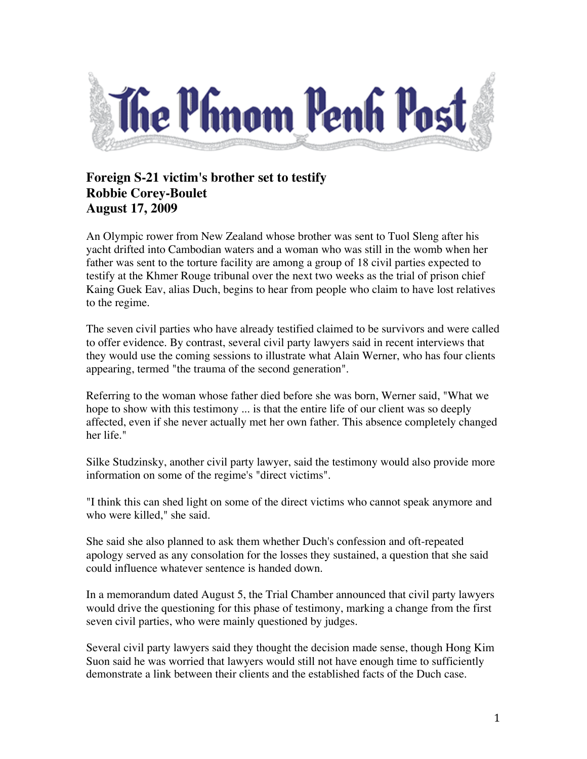# The Phnom Penh Post

**Foreign S-21 victim's brother set to testify**
**Robbie Corey-Boulet**
**August 17, 2009**

An Olympic rower from New Zealand whose brother was sent to Tuol Sleng after his yacht drifted into Cambodian waters and a woman who was still in the womb when her father was sent to the torture facility are among a group of 18 civil parties expected to testify at the Khmer Rouge tribunal over the next two weeks as the trial of prison chief Kaing Guek Eav, alias Duch, begins to hear from people who claim to have lost relatives to the regime.

The seven civil parties who have already testified claimed to be survivors and were called to offer evidence. By contrast, several civil party lawyers said in recent interviews that they would use the coming sessions to illustrate what Alain Werner, who has four clients appearing, termed "the trauma of the second generation".

Referring to the woman whose father died before she was born, Werner said, "What we hope to show with this testimony ... is that the entire life of our client was so deeply affected, even if she never actually met her own father. This absence completely changed her life."

Silke Studzinsky, another civil party lawyer, said the testimony would also provide more information on some of the regime's "direct victims".

"I think this can shed light on some of the direct victims who cannot speak anymore and who were killed," she said.

She said she also planned to ask them whether Duch's confession and oft-repeated apology served as any consolation for the losses they sustained, a question that she said could influence whatever sentence is handed down.

In a memorandum dated August 5, the Trial Chamber announced that civil party lawyers would drive the questioning for this phase of testimony, marking a change from the first seven civil parties, who were mainly questioned by judges.

Several civil party lawyers said they thought the decision made sense, though Hong Kim Suon said he was worried that lawyers would still not have enough time to sufficiently demonstrate a link between their clients and the established facts of the Duch case.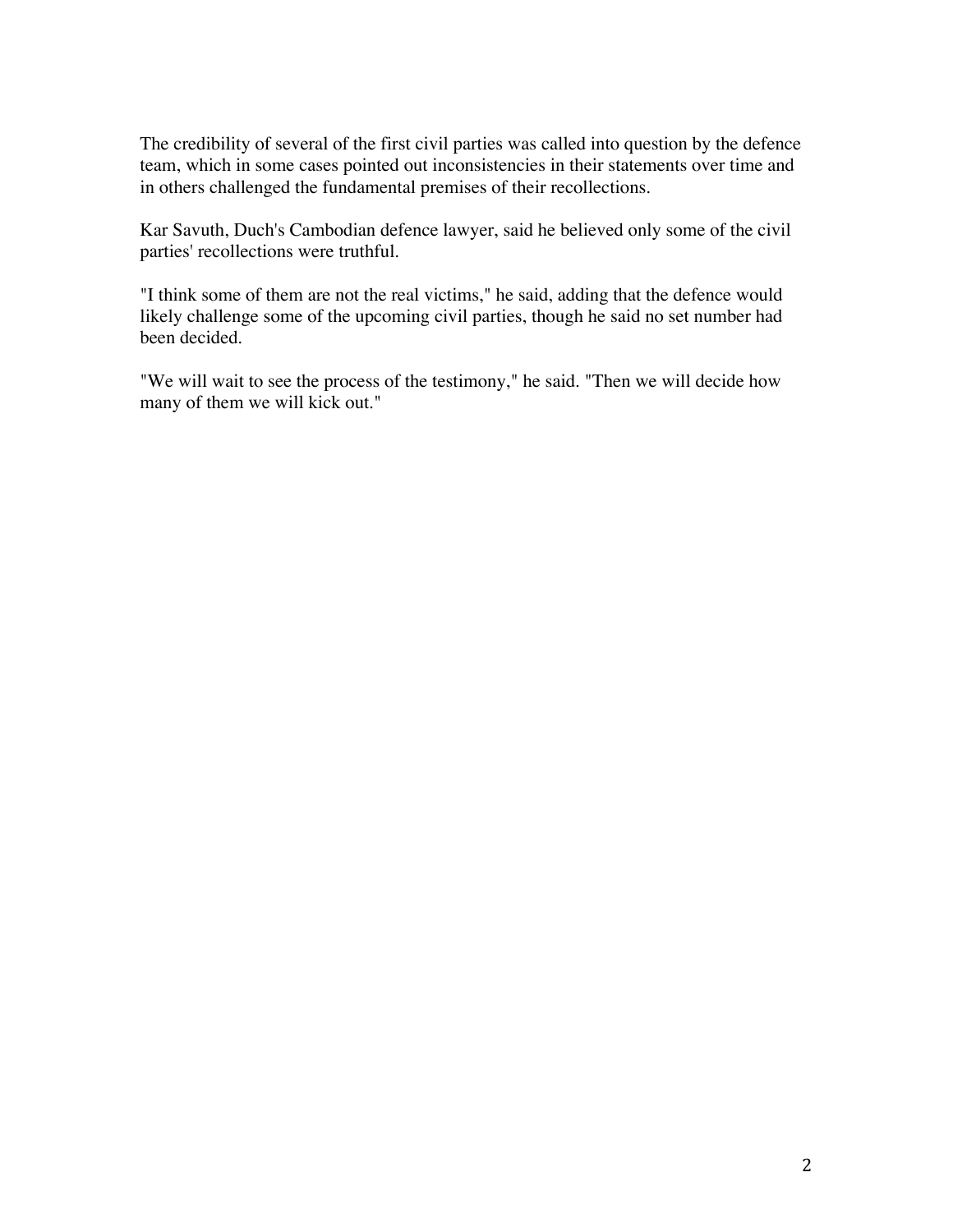The credibility of several of the first civil parties was called into question by the defence team, which in some cases pointed out inconsistencies in their statements over time and in others challenged the fundamental premises of their recollections.

Kar Savuth, Duch's Cambodian defence lawyer, said he believed only some of the civil parties' recollections were truthful.

"I think some of them are not the real victims," he said, adding that the defence would likely challenge some of the upcoming civil parties, though he said no set number had been decided.

"We will wait to see the process of the testimony," he said. "Then we will decide how many of them we will kick out."